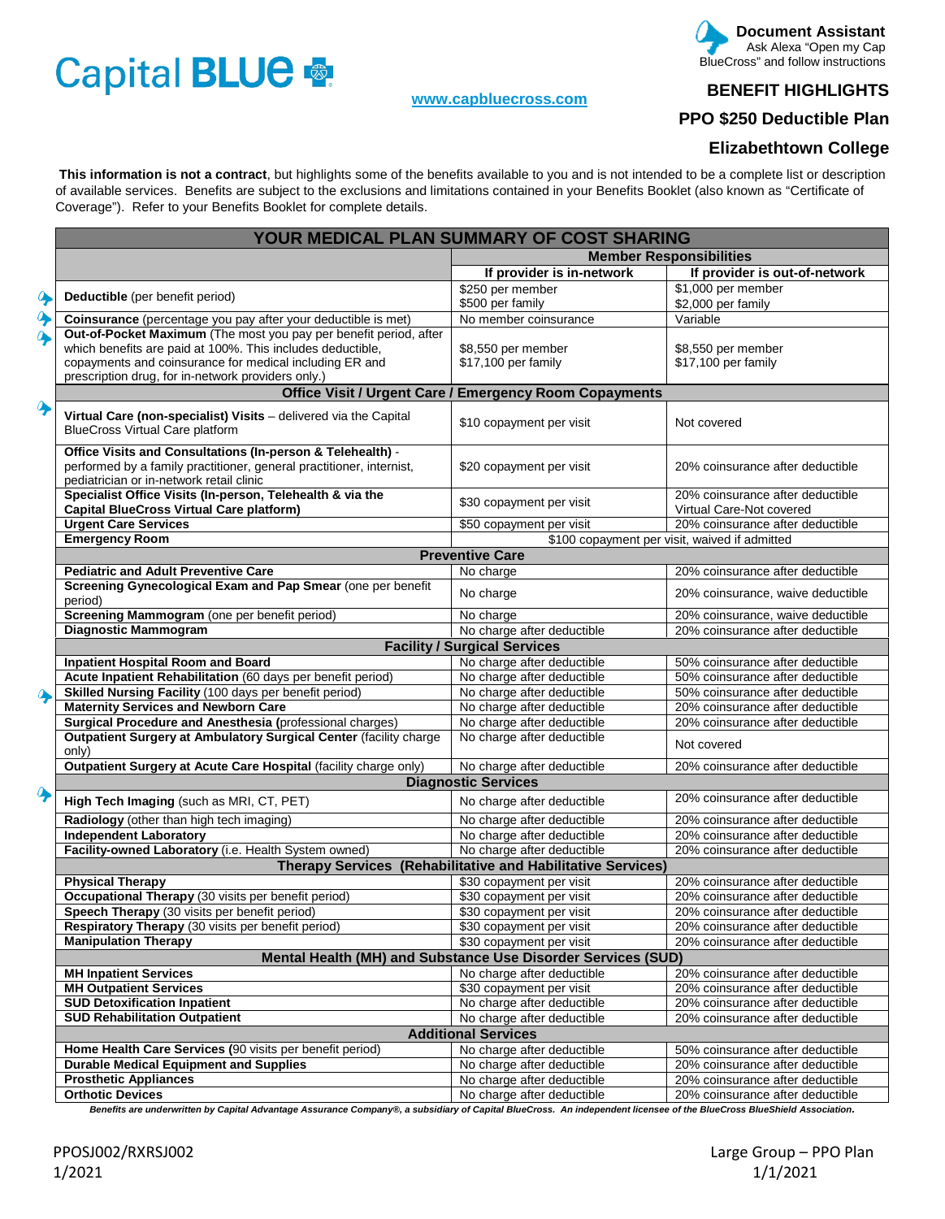Capital BLUE

**Document Assistant**
Ask Alexa "Open my Cap BlueCross" and follow instructions

www.capbluecross.com

## BENEFIT HIGHLIGHTS

## PPO $250 Deductible Plan

## Elizabethtown College

**This information is not a contract**, but highlights some of the benefits available to you and is not intended to be a complete list or description of available services. Benefits are subject to the exclusions and limitations contained in your Benefits Booklet (also known as "Certificate of Coverage"). Refer to your Benefits Booklet for complete details.

| YOUR MEDICAL PLAN SUMMARY OF COST SHARING | | |
|---|---|---|
| | **Member Responsibilities** | |
| | **If provider is in-network** | **If provider is out-of-network** |
| **Deductible** (per benefit period) | $250 per member<br>$500 per family | $1,000 per member<br>$2,000 per family |
| **Coinsurance** (percentage you pay after your deductible is met) | No member coinsurance | Variable |
| **Out-of-Pocket Maximum** (The most you pay per benefit period, after which benefits are paid at 100%. This includes deductible, copayments and coinsurance for medical including ER and prescription drug, for in-network providers only.) | $8,550 per member<br>$17,100 per family | $8,550 per member<br>$17,100 per family |
| **Office Visit / Urgent Care / Emergency Room Copayments** | | |
| **Virtual Care (non-specialist) Visits** – delivered via the Capital BlueCross Virtual Care platform | $10 copayment per visit | Not covered |
| **Office Visits and Consultations (In-person & Telehealth)** - performed by a family practitioner, general practitioner, internist, pediatrician or in-network retail clinic | $20 copayment per visit | 20% coinsurance after deductible |
| **Specialist Office Visits (In-person, Telehealth & via the Capital BlueCross Virtual Care platform)** | $30 copayment per visit | 20% coinsurance after deductible<br>Virtual Care-Not covered |
| **Urgent Care Services** | $50 copayment per visit | 20% coinsurance after deductible |
| **Emergency Room** | $100 copayment per visit, waived if admitted | |
| **Preventive Care** | | |
| **Pediatric and Adult Preventive Care** | No charge | 20% coinsurance after deductible |
| **Screening Gynecological Exam and Pap Smear** (one per benefit period) | No charge | 20% coinsurance, waive deductible |
| **Screening Mammogram** (one per benefit period) | No charge | 20% coinsurance, waive deductible |
| **Diagnostic Mammogram** | No charge after deductible | 20% coinsurance after deductible |
| **Facility / Surgical Services** | | |
| **Inpatient Hospital Room and Board** | No charge after deductible | 50% coinsurance after deductible |
| **Acute Inpatient Rehabilitation** (60 days per benefit period) | No charge after deductible | 50% coinsurance after deductible |
| **Skilled Nursing Facility** (100 days per benefit period) | No charge after deductible | 50% coinsurance after deductible |
| **Maternity Services and Newborn Care** | No charge after deductible | 20% coinsurance after deductible |
| **Surgical Procedure and Anesthesia** (professional charges) | No charge after deductible | 20% coinsurance after deductible |
| **Outpatient Surgery at Ambulatory Surgical Center** (facility charge only) | No charge after deductible | Not covered |
| **Outpatient Surgery at Acute Care Hospital** (facility charge only) | No charge after deductible | 20% coinsurance after deductible |
| **Diagnostic Services** | | |
| **High Tech Imaging** (such as MRI, CT, PET) | No charge after deductible | 20% coinsurance after deductible |
| **Radiology** (other than high tech imaging) | No charge after deductible | 20% coinsurance after deductible |
| **Independent Laboratory** | No charge after deductible | 20% coinsurance after deductible |
| **Facility-owned Laboratory** (i.e. Health System owned) | No charge after deductible | 20% coinsurance after deductible |
| **Therapy Services (Rehabilitative and Habilitative Services)** | | |
| **Physical Therapy** | $30 copayment per visit | 20% coinsurance after deductible |
| **Occupational Therapy** (30 visits per benefit period) | $30 copayment per visit | 20% coinsurance after deductible |
| **Speech Therapy** (30 visits per benefit period) | $30 copayment per visit | 20% coinsurance after deductible |
| **Respiratory Therapy** (30 visits per benefit period) | $30 copayment per visit | 20% coinsurance after deductible |
| **Manipulation Therapy** | $30 copayment per visit | 20% coinsurance after deductible |
| **Mental Health (MH) and Substance Use Disorder Services (SUD)** | | |
| **MH Inpatient Services** | No charge after deductible | 20% coinsurance after deductible |
| **MH Outpatient Services** | $30 copayment per visit | 20% coinsurance after deductible |
| **SUD Detoxification Inpatient** | No charge after deductible | 20% coinsurance after deductible |
| **SUD Rehabilitation Outpatient** | No charge after deductible | 20% coinsurance after deductible |
| **Additional Services** | | |
| **Home Health Care Services** (90 visits per benefit period) | No charge after deductible | 50% coinsurance after deductible |
| **Durable Medical Equipment and Supplies** | No charge after deductible | 20% coinsurance after deductible |
| **Prosthetic Appliances** | No charge after deductible | 20% coinsurance after deductible |
| **Orthotic Devices** | No charge after deductible | 20% coinsurance after deductible |

***Benefits are underwritten by Capital Advantage Assurance Company®, a subsidiary of Capital BlueCross. An independent licensee of the BlueCross BlueShield Association.***

PPOSJ002/RXRSJ002
1/2021

Large Group – PPO Plan
1/1/2021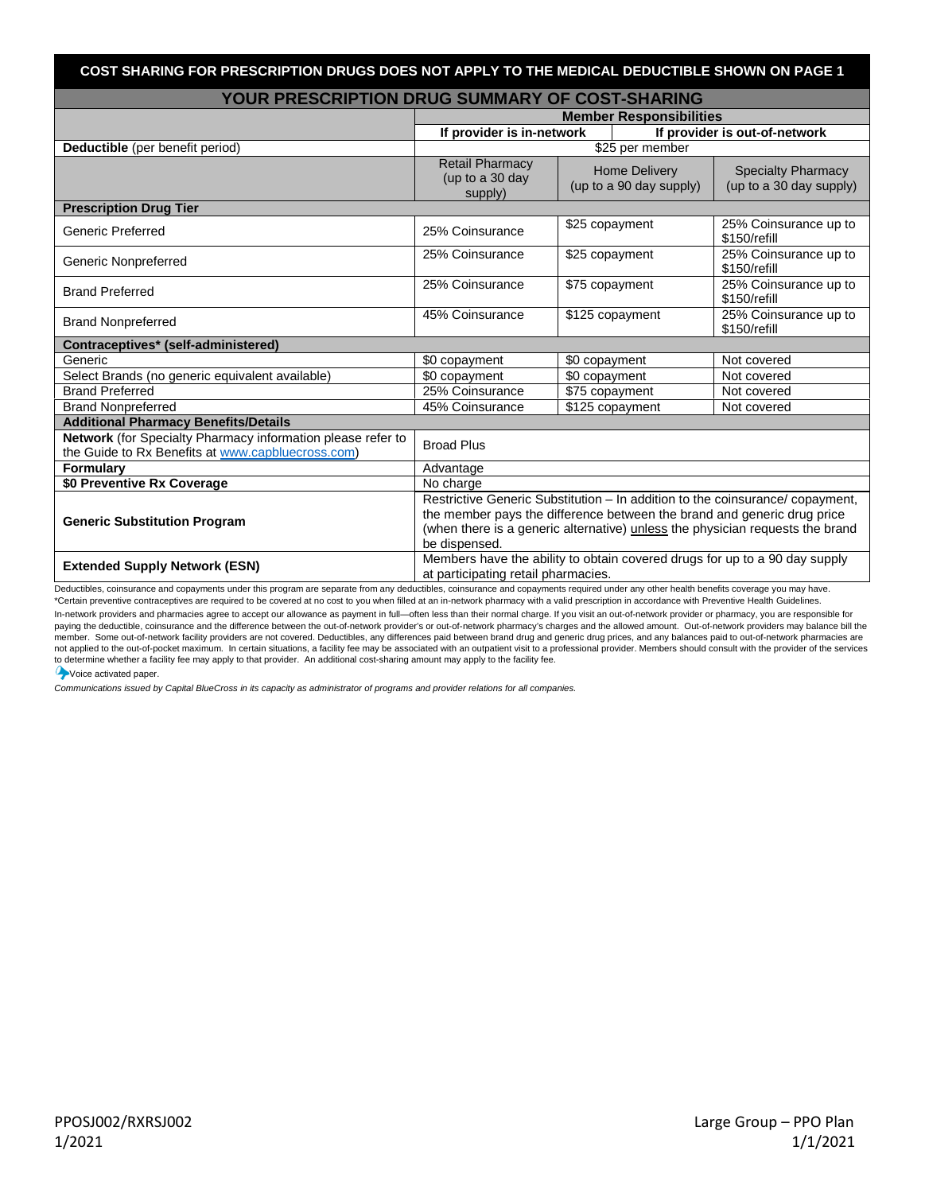**COST SHARING FOR PRESCRIPTION DRUGS DOES NOT APPLY TO THE MEDICAL DEDUCTIBLE SHOWN ON PAGE 1**

## YOUR PRESCRIPTION DRUG SUMMARY OF COST-SHARING

| | Member Responsibilities | | |
|---|---|---|---|
| | **If provider is in-network** | | **If provider is out-of-network** |
| **Deductible** (per benefit period) | $25 per member | | |
| | Retail Pharmacy (up to a 30 day supply) | Home Delivery (up to a 90 day supply) | Specialty Pharmacy (up to a 30 day supply) |
| **Prescription Drug Tier** | | | |
| Generic Preferred | 25% Coinsurance | $25 copayment | 25% Coinsurance up to $150/refill |
| Generic Nonpreferred | 25% Coinsurance | $25 copayment | 25% Coinsurance up to $150/refill |
| Brand Preferred | 25% Coinsurance | $75 copayment | 25% Coinsurance up to $150/refill |
| Brand Nonpreferred | 45% Coinsurance | $125 copayment | 25% Coinsurance up to $150/refill |
| **Contraceptives* (self-administered)** | | | |
| Generic | $0 copayment | $0 copayment | Not covered |
| Select Brands (no generic equivalent available) | $0 copayment | $0 copayment | Not covered |
| Brand Preferred | 25% Coinsurance | $75 copayment | Not covered |
| Brand Nonpreferred | 45% Coinsurance | $125 copayment | Not covered |
| **Additional Pharmacy Benefits/Details** | | | |
| **Network** (for Specialty Pharmacy information please refer to the Guide to Rx Benefits at www.capbluecross.com) | Broad Plus | | |
| **Formulary** | Advantage | | |
| **$0 Preventive Rx Coverage** | No charge | | |
| **Generic Substitution Program** | Restrictive Generic Substitution – In addition to the coinsurance/ copayment, the member pays the difference between the brand and generic drug price (when there is a generic alternative) unless the physician requests the brand be dispensed. | | |
| **Extended Supply Network (ESN)** | Members have the ability to obtain covered drugs for up to a 90 day supply at participating retail pharmacies. | | |

Deductibles, coinsurance and copayments under this program are separate from any deductibles, coinsurance and copayments required under any other health benefits coverage you may have.

*Certain preventive contraceptives are required to be covered at no cost to you when filled at an in-network pharmacy with a valid prescription in accordance with Preventive Health Guidelines.

In-network providers and pharmacies agree to accept our allowance as payment in full—often less than their normal charge. If you visit an out-of-network provider or pharmacy, you are responsible for paying the deductible, coinsurance and the difference between the out-of-network provider's or out-of-network pharmacy's charges and the allowed amount. Out-of-network providers may balance bill the member. Some out-of-network facility providers are not covered. Deductibles, any differences paid between brand drug and generic drug prices, and any balances paid to out-of-network pharmacies are not applied to the out-of-pocket maximum. In certain situations, a facility fee may be associated with an outpatient visit to a professional provider. Members should consult with the provider of the services to determine whether a facility fee may apply to that provider. An additional cost-sharing amount may apply to the facility fee.

Voice activated paper.

*Communications issued by Capital BlueCross in its capacity as administrator of programs and provider relations for all companies.*

PPOSJ002/RXRSJ002
1/2021

Large Group – PPO Plan
1/1/2021